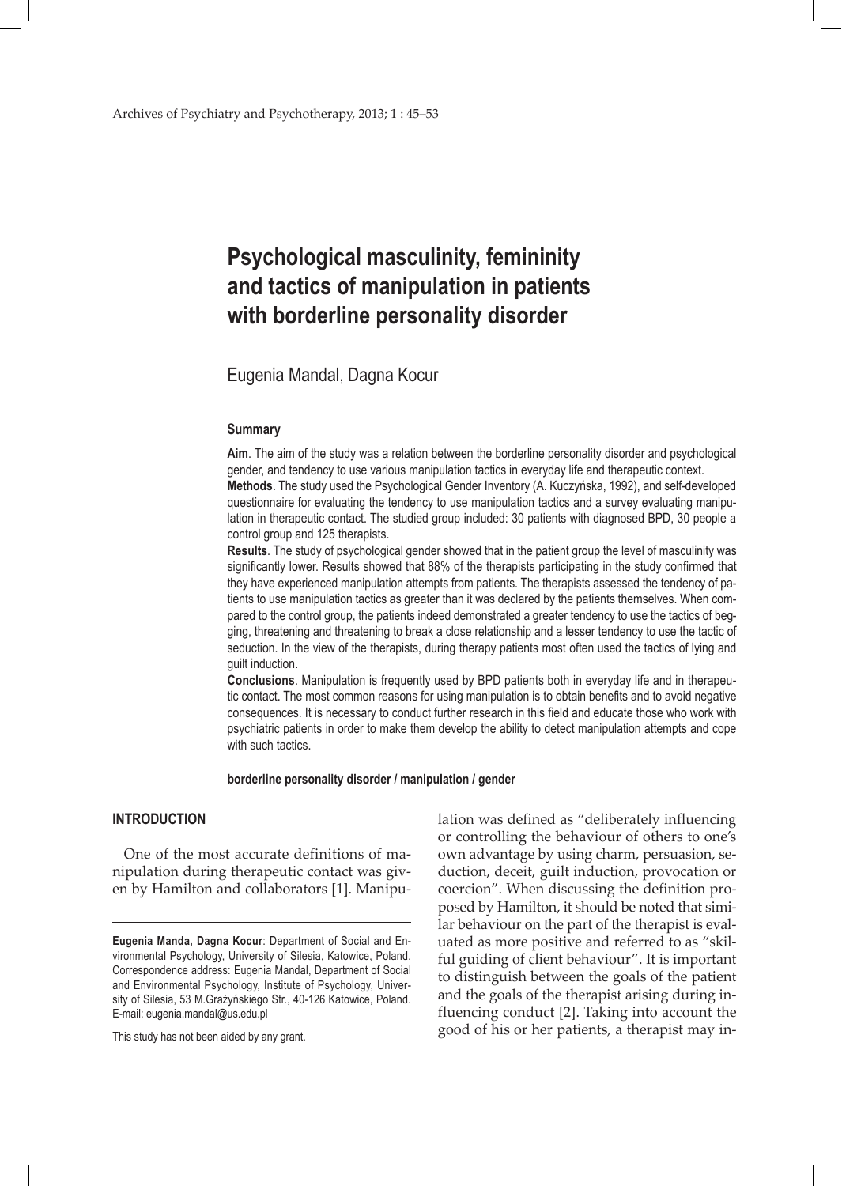# Psychological masculinity, femininity and tactics of manipulation in patients with borderline personality disorder

Eugenia Mandal, Dagna Kocur

### Summary

**Aim**. The aim of the study was a relation between the borderline personality disorder and psychological gender, and tendency to use various manipulation tactics in everyday life and therapeutic context.

**Methods**. The study used the Psychological Gender Inventory (A. Kuczyńska, 1992), and self-developed questionnaire for evaluating the tendency to use manipulation tactics and a survey evaluating manipulation in therapeutic contact. The studied group included: 30 patients with diagnosed BPD, 30 people a control group and 125 therapists.

**Results**. The study of psychological gender showed that in the patient group the level of masculinity was significantly lower. Results showed that 88% of the therapists participating in the study confirmed that they have experienced manipulation attempts from patients. The therapists assessed the tendency of patients to use manipulation tactics as greater than it was declared by the patients themselves. When compared to the control group, the patients indeed demonstrated a greater tendency to use the tactics of begging, threatening and threatening to break a close relationship and a lesser tendency to use the tactic of seduction. In the view of the therapists, during therapy patients most often used the tactics of lying and guilt induction.

**Conclusions**. Manipulation is frequently used by BPD patients both in everyday life and in therapeutic contact. The most common reasons for using manipulation is to obtain benefits and to avoid negative consequences. It is necessary to conduct further research in this field and educate those who work with psychiatric patients in order to make them develop the ability to detect manipulation attempts and cope with such tactics.

**borderline personality disorder / manipulation / gender**

## INTRODUCTION

One of the most accurate definitions of manipulation during therapeutic contact was given by Hamilton and collaborators [1]. Manipulation was defined as "deliberately influencing or controlling the behaviour of others to one's own advantage by using charm, persuasion, seduction, deceit, guilt induction, provocation or coercion". When discussing the definition proposed by Hamilton, it should be noted that similar behaviour on the part of the therapist is evaluated as more positive and referred to as "skilful guiding of client behaviour". It is important to distinguish between the goals of the patient and the goals of the therapist arising during influencing conduct [2]. Taking into account the good of his or her patients, a therapist may in-

---

**Eugenia Manda, Dagna Kocur**: Department of Social and Environmental Psychology, University of Silesia, Katowice, Poland. Correspondence address: Eugenia Mandal, Department of Social and Environmental Psychology, Institute of Psychology, University of Silesia, 53 M.Grażyńskiego Str., 40-126 Katowice, Poland. E-mail: eugenia.mandal@us.edu.pl

This study has not been aided by any grant.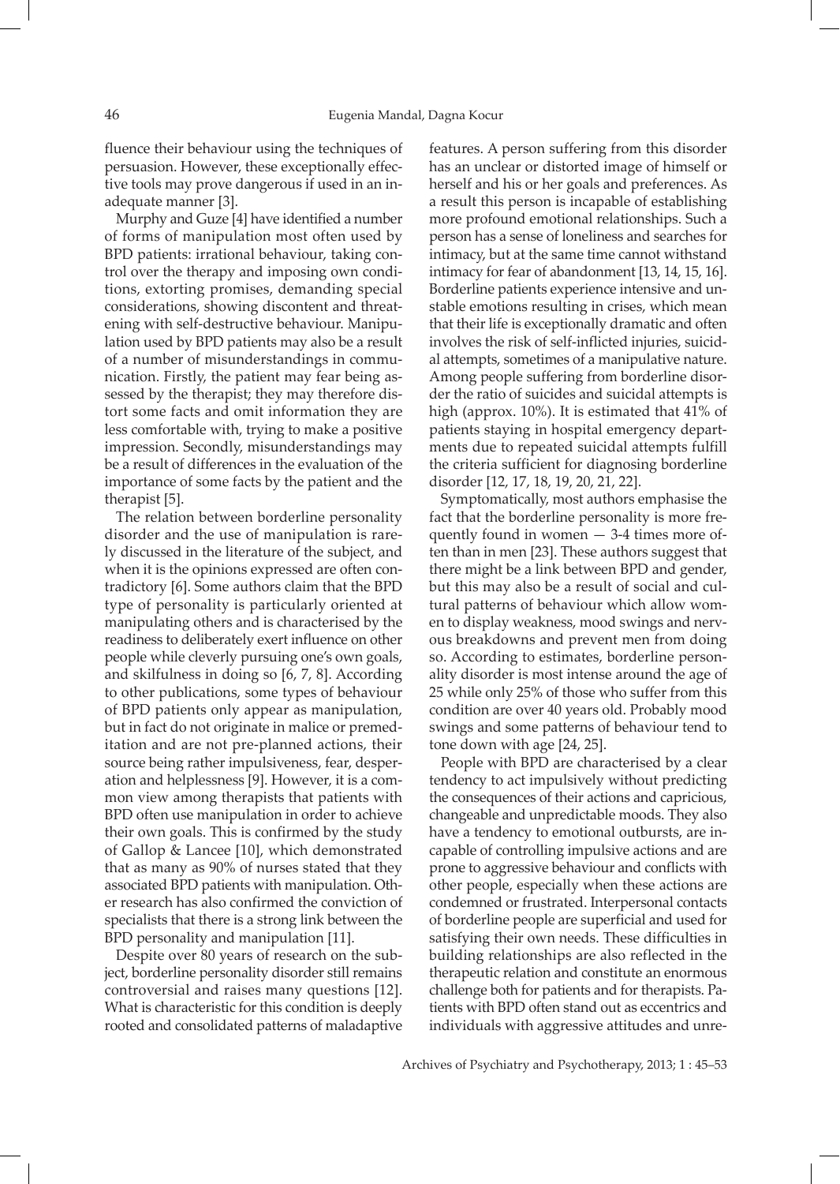fluence their behaviour using the techniques of persuasion. However, these exceptionally effective tools may prove dangerous if used in an inadequate manner [3].

Murphy and Guze [4] have identified a number of forms of manipulation most often used by BPD patients: irrational behaviour, taking control over the therapy and imposing own conditions, extorting promises, demanding special considerations, showing discontent and threatening with self-destructive behaviour. Manipulation used by BPD patients may also be a result of a number of misunderstandings in communication. Firstly, the patient may fear being assessed by the therapist; they may therefore distort some facts and omit information they are less comfortable with, trying to make a positive impression. Secondly, misunderstandings may be a result of differences in the evaluation of the importance of some facts by the patient and the therapist [5].

The relation between borderline personality disorder and the use of manipulation is rarely discussed in the literature of the subject, and when it is the opinions expressed are often contradictory [6]. Some authors claim that the BPD type of personality is particularly oriented at manipulating others and is characterised by the readiness to deliberately exert influence on other people while cleverly pursuing one's own goals, and skilfulness in doing so [6, 7, 8]. According to other publications, some types of behaviour of BPD patients only appear as manipulation, but in fact do not originate in malice or premeditation and are not pre-planned actions, their source being rather impulsiveness, fear, desperation and helplessness [9]. However, it is a common view among therapists that patients with BPD often use manipulation in order to achieve their own goals. This is confirmed by the study of Gallop & Lancee [10], which demonstrated that as many as 90% of nurses stated that they associated BPD patients with manipulation. Other research has also confirmed the conviction of specialists that there is a strong link between the BPD personality and manipulation [11].

Despite over 80 years of research on the subject, borderline personality disorder still remains controversial and raises many questions [12]. What is characteristic for this condition is deeply rooted and consolidated patterns of maladaptive features. A person suffering from this disorder has an unclear or distorted image of himself or herself and his or her goals and preferences. As a result this person is incapable of establishing more profound emotional relationships. Such a person has a sense of loneliness and searches for intimacy, but at the same time cannot withstand intimacy for fear of abandonment [13, 14, 15, 16]. Borderline patients experience intensive and unstable emotions resulting in crises, which mean that their life is exceptionally dramatic and often involves the risk of self-inflicted injuries, suicidal attempts, sometimes of a manipulative nature. Among people suffering from borderline disorder the ratio of suicides and suicidal attempts is high (approx. 10%). It is estimated that 41% of patients staying in hospital emergency departments due to repeated suicidal attempts fulfill the criteria sufficient for diagnosing borderline disorder [12, 17, 18, 19, 20, 21, 22].

Symptomatically, most authors emphasise the fact that the borderline personality is more frequently found in women — 3-4 times more often than in men [23]. These authors suggest that there might be a link between BPD and gender, but this may also be a result of social and cultural patterns of behaviour which allow women to display weakness, mood swings and nervous breakdowns and prevent men from doing so. According to estimates, borderline personality disorder is most intense around the age of 25 while only 25% of those who suffer from this condition are over 40 years old. Probably mood swings and some patterns of behaviour tend to tone down with age [24, 25].

People with BPD are characterised by a clear tendency to act impulsively without predicting the consequences of their actions and capricious, changeable and unpredictable moods. They also have a tendency to emotional outbursts, are incapable of controlling impulsive actions and are prone to aggressive behaviour and conflicts with other people, especially when these actions are condemned or frustrated. Interpersonal contacts of borderline people are superficial and used for satisfying their own needs. These difficulties in building relationships are also reflected in the therapeutic relation and constitute an enormous challenge both for patients and for therapists. Patients with BPD often stand out as eccentrics and individuals with aggressive attitudes and unre-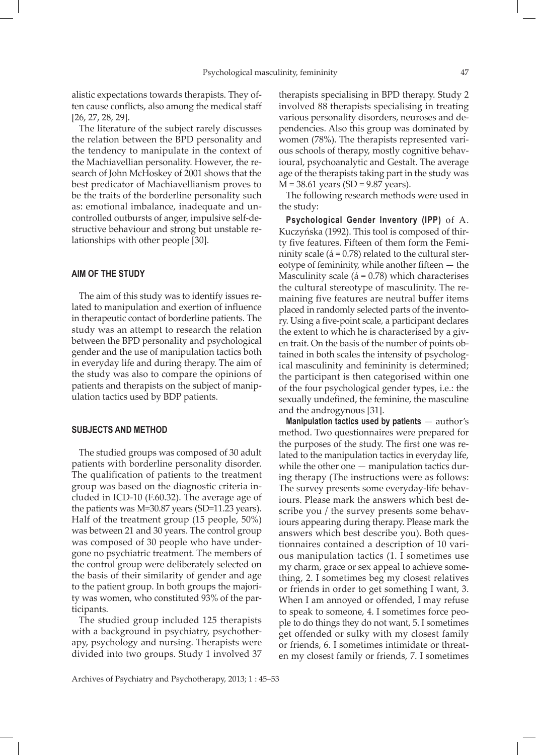alistic expectations towards therapists. They often cause conflicts, also among the medical staff [26, 27, 28, 29].

The literature of the subject rarely discusses the relation between the BPD personality and the tendency to manipulate in the context of the Machiavellian personality. However, the research of John McHoskey of 2001 shows that the best predicator of Machiavellianism proves to be the traits of the borderline personality such as: emotional imbalance, inadequate and uncontrolled outbursts of anger, impulsive self-destructive behaviour and strong but unstable relationships with other people [30].

## AIM OF THE STUDY

The aim of this study was to identify issues related to manipulation and exertion of influence in therapeutic contact of borderline patients. The study was an attempt to research the relation between the BPD personality and psychological gender and the use of manipulation tactics both in everyday life and during therapy. The aim of the study was also to compare the opinions of patients and therapists on the subject of manipulation tactics used by BDP patients.

## SUBJECTS AND METHOD

The studied groups was composed of 30 adult patients with borderline personality disorder. The qualification of patients to the treatment group was based on the diagnostic criteria included in ICD-10 (F.60.32). The average age of the patients was M=30.87 years (SD=11.23 years). Half of the treatment group (15 people, 50%) was between 21 and 30 years. The control group was composed of 30 people who have undergone no psychiatric treatment. The members of the control group were deliberately selected on the basis of their similarity of gender and age to the patient group. In both groups the majority was women, who constituted 93% of the participants.

The studied group included 125 therapists with a background in psychiatry, psychotherapy, psychology and nursing. Therapists were divided into two groups. Study 1 involved 37 therapists specialising in BPD therapy. Study 2 involved 88 therapists specialising in treating various personality disorders, neuroses and dependencies. Also this group was dominated by women (78%). The therapists represented various schools of therapy, mostly cognitive behavioural, psychoanalytic and Gestalt. The average age of the therapists taking part in the study was M = 38.61 years (SD = 9.87 years).

The following research methods were used in the study:

**Psychological Gender Inventory (IPP)** of A. Kuczyńska (1992). This tool is composed of thirty five features. Fifteen of them form the Femininity scale (á = 0.78) related to the cultural stereotype of femininity, while another fifteen — the Masculinity scale (á = 0.78) which characterises the cultural stereotype of masculinity. The remaining five features are neutral buffer items placed in randomly selected parts of the inventory. Using a five-point scale, a participant declares the extent to which he is characterised by a given trait. On the basis of the number of points obtained in both scales the intensity of psychological masculinity and femininity is determined; the participant is then categorised within one of the four psychological gender types, i.e.: the sexually undefined, the feminine, the masculine and the androgynous [31].

**Manipulation tactics used by patients** — author's method. Two questionnaires were prepared for the purposes of the study. The first one was related to the manipulation tactics in everyday life, while the other one — manipulation tactics during therapy (The instructions were as follows: The survey presents some everyday-life behaviours. Please mark the answers which best describe you / the survey presents some behaviours appearing during therapy. Please mark the answers which best describe you). Both questionnaires contained a description of 10 various manipulation tactics (1. I sometimes use my charm, grace or sex appeal to achieve something, 2. I sometimes beg my closest relatives or friends in order to get something I want, 3. When I am annoyed or offended, I may refuse to speak to someone, 4. I sometimes force people to do things they do not want, 5. I sometimes get offended or sulky with my closest family or friends, 6. I sometimes intimidate or threaten my closest family or friends, 7. I sometimes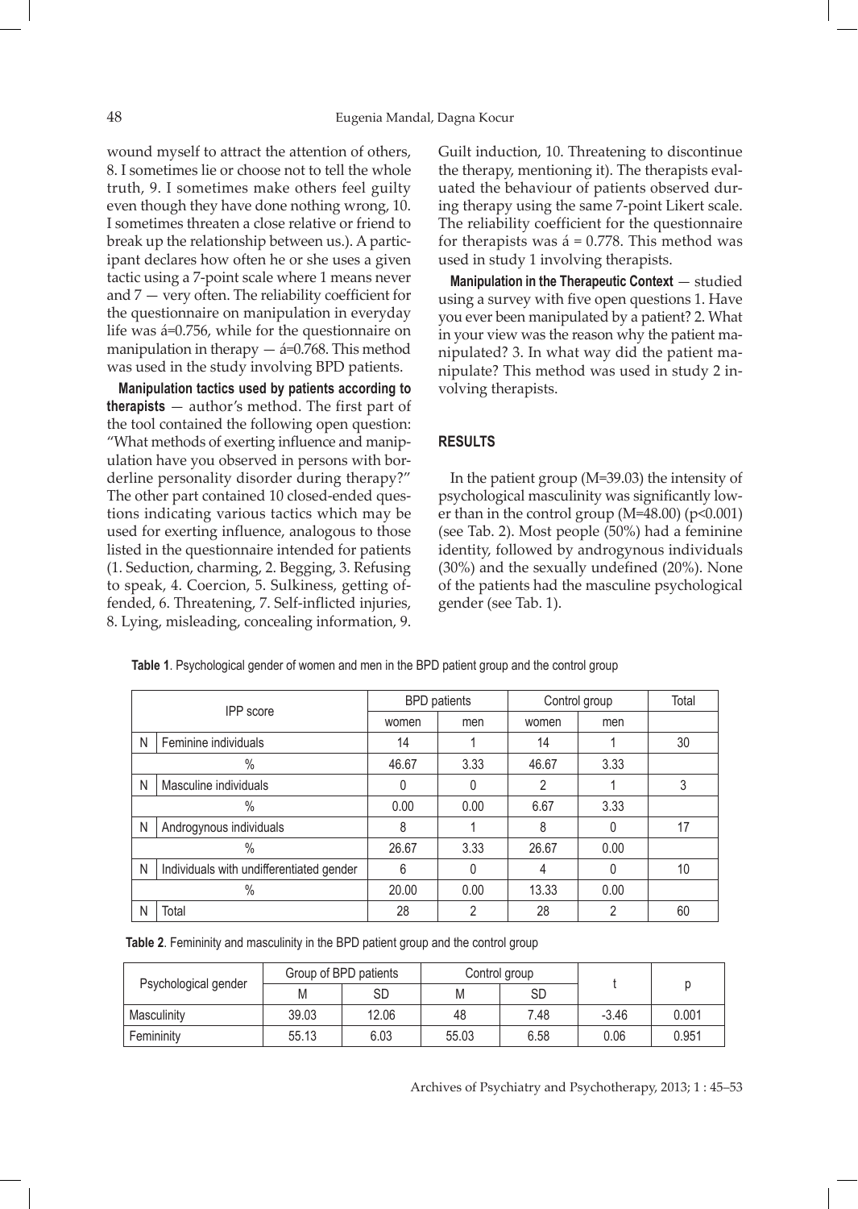wound myself to attract the attention of others, 8. I sometimes lie or choose not to tell the whole truth, 9. I sometimes make others feel guilty even though they have done nothing wrong, 10. I sometimes threaten a close relative or friend to break up the relationship between us.). A participant declares how often he or she uses a given tactic using a 7-point scale where 1 means never and 7 — very often. The reliability coefficient for the questionnaire on manipulation in everyday life was á=0.756, while for the questionnaire on manipulation in therapy — á=0.768. This method was used in the study involving BPD patients.

**Manipulation tactics used by patients according to therapists** — author's method. The first part of the tool contained the following open question: "What methods of exerting influence and manipulation have you observed in persons with borderline personality disorder during therapy?" The other part contained 10 closed-ended questions indicating various tactics which may be used for exerting influence, analogous to those listed in the questionnaire intended for patients (1. Seduction, charming, 2. Begging, 3. Refusing to speak, 4. Coercion, 5. Sulkiness, getting offended, 6. Threatening, 7. Self-inflicted injuries, 8. Lying, misleading, concealing information, 9. Guilt induction, 10. Threatening to discontinue the therapy, mentioning it). The therapists evaluated the behaviour of patients observed during therapy using the same 7-point Likert scale. The reliability coefficient for the questionnaire for therapists was á = 0.778. This method was used in study 1 involving therapists.

**Manipulation in the Therapeutic Context** — studied using a survey with five open questions 1. Have you ever been manipulated by a patient? 2. What in your view was the reason why the patient manipulated? 3. In what way did the patient manipulate? This method was used in study 2 involving therapists.

## RESULTS

In the patient group (M=39.03) the intensity of psychological masculinity was significantly lower than in the control group (M=48.00) (p<0.001) (see Tab. 2). Most people (50%) had a feminine identity, followed by androgynous individuals (30%) and the sexually undefined (20%). None of the patients had the masculine psychological gender (see Tab. 1).

**Table 1**. Psychological gender of women and men in the BPD patient group and the control group

| IPP score | | BPD patients | | Control group | | Total |
|---|---|---|---|---|---|---|
| | | women | men | women | men | |
| N | Feminine individuals | 14 | 1 | 14 | 1 | 30 |
| % | | 46.67 | 3.33 | 46.67 | 3.33 | |
| N | Masculine individuals | 0 | 0 | 2 | 1 | 3 |
| % | | 0.00 | 0.00 | 6.67 | 3.33 | |
| N | Androgynous individuals | 8 | 1 | 8 | 0 | 17 |
| % | | 26.67 | 3.33 | 26.67 | 0.00 | |
| N | Individuals with undifferentiated gender | 6 | 0 | 4 | 0 | 10 |
| % | | 20.00 | 0.00 | 13.33 | 0.00 | |
| N | Total | 28 | 2 | 28 | 2 | 60 |

**Table 2**. Femininity and masculinity in the BPD patient group and the control group

| Psychological gender | Group of BPD patients | | Control group | | t | p |
|---|---|---|---|---|---|---|
| | M | SD | M | SD | | |
| Masculinity | 39.03 | 12.06 | 48 | 7.48 | -3.46 | 0.001 |
| Femininity | 55.13 | 6.03 | 55.03 | 6.58 | 0.06 | 0.951 |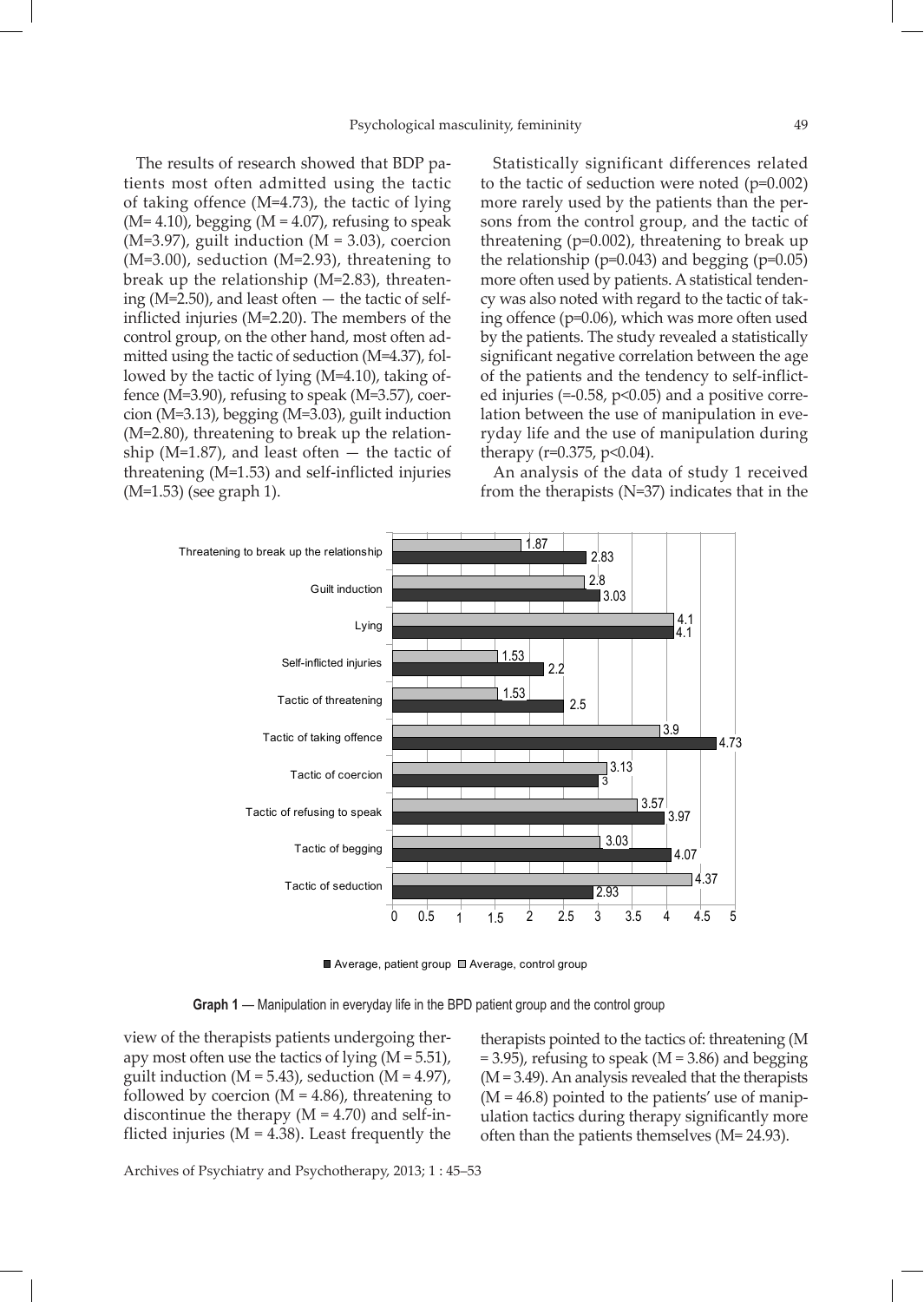The results of research showed that BDP patients most often admitted using the tactic of taking offence (M=4.73), the tactic of lying (M= 4.10), begging (M = 4.07), refusing to speak (M=3.97), guilt induction (M = 3.03), coercion (M=3.00), seduction (M=2.93), threatening to break up the relationship (M=2.83), threatening (M=2.50), and least often — the tactic of self-inflicted injuries (M=2.20). The members of the control group, on the other hand, most often admitted using the tactic of seduction (M=4.37), followed by the tactic of lying (M=4.10), taking offence (M=3.90), refusing to speak (M=3.57), coercion (M=3.13), begging (M=3.03), guilt induction (M=2.80), threatening to break up the relationship (M=1.87), and least often — the tactic of threatening (M=1.53) and self-inflicted injuries (M=1.53) (see graph 1).

Statistically significant differences related to the tactic of seduction were noted (p=0.002) more rarely used by the patients than the persons from the control group, and the tactic of threatening (p=0.002), threatening to break up the relationship (p=0.043) and begging (p=0.05) more often used by patients. A statistical tendency was also noted with regard to the tactic of taking offence (p=0.06), which was more often used by the patients. The study revealed a statistically significant negative correlation between the age of the patients and the tendency to self-inflicted injuries (=-0.58, p<0.05) and a positive correlation between the use of manipulation in everyday life and the use of manipulation during therapy (r=0.375, p<0.04).

An analysis of the data of study 1 received from the therapists (N=37) indicates that in the view of the therapists patients undergoing therapy most often use the tactics of lying (M = 5.51), guilt induction (M = 5.43), seduction (M = 4.97), followed by coercion (M = 4.86), threatening to discontinue the therapy (M = 4.70) and self-inflicted injuries (M = 4.38). Least frequently the therapists pointed to the tactics of: threatening (M = 3.95), refusing to speak (M = 3.86) and begging (M = 3.49). An analysis revealed that the therapists (M = 46.8) pointed to the patients' use of manipulation tactics during therapy significantly more often than the patients themselves (M= 24.93).

| Tactic | Average, patient group | Average, control group |
|---|---|---|
| Threatening to break up the relationship | 2.83 | 1.87 |
| Guilt induction | 3.03 | 2.8 |
| Lying | 4.1 | 4.1 |
| Self-inflicted injuries | 2.2 | 1.53 |
| Tactic of threatening | 2.5 | 1.53 |
| Tactic of taking offence | 4.73 | 3.9 |
| Tactic of coercion | 3 | 3.13 |
| Tactic of refusing to speak | 3.97 | 3.57 |
| Tactic of begging | 4.07 | 3.03 |
| Tactic of seduction | 2.93 | 4.37 |

**Graph 1** — Manipulation in everyday life in the BPD patient group and the control group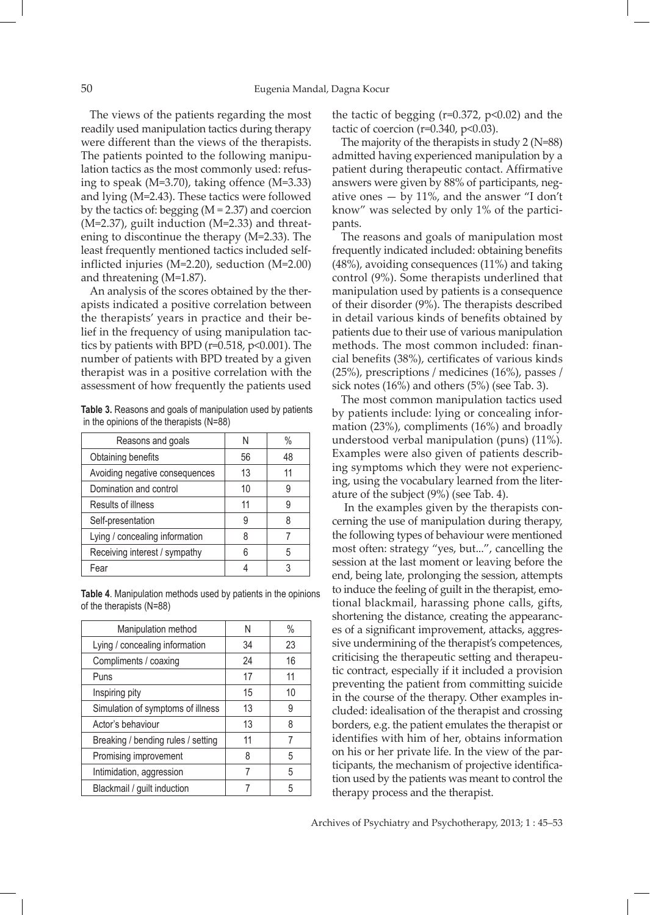The views of the patients regarding the most readily used manipulation tactics during therapy were different than the views of the therapists. The patients pointed to the following manipulation tactics as the most commonly used: refusing to speak (M=3.70), taking offence (M=3.33) and lying (M=2.43). These tactics were followed by the tactics of: begging (M = 2.37) and coercion (M=2.37), guilt induction (M=2.33) and threatening to discontinue the therapy (M=2.33). The least frequently mentioned tactics included self-inflicted injuries (M=2.20), seduction (M=2.00) and threatening (M=1.87).

An analysis of the scores obtained by the therapists indicated a positive correlation between the therapists' years in practice and their belief in the frequency of using manipulation tactics by patients with BPD ($r=0.518$, $p<0.001$). The number of patients with BPD treated by a given therapist was in a positive correlation with the assessment of how frequently the patients used the tactic of begging ($r=0.372$, $p<0.02$) and the tactic of coercion ($r=0.340$, $p<0.03$).

The majority of the therapists in study 2 (N=88) admitted having experienced manipulation by a patient during therapeutic contact. Affirmative answers were given by 88% of participants, negative ones — by 11%, and the answer "I don't know" was selected by only 1% of the participants.

The reasons and goals of manipulation most frequently indicated included: obtaining benefits (48%), avoiding consequences (11%) and taking control (9%). Some therapists underlined that manipulation used by patients is a consequence of their disorder (9%). The therapists described in detail various kinds of benefits obtained by patients due to their use of various manipulation methods. The most common included: financial benefits (38%), certificates of various kinds (25%), prescriptions / medicines (16%), passes / sick notes (16%) and others (5%) (see Tab. 3).

**Table 3.** Reasons and goals of manipulation used by patients in the opinions of the therapists (N=88)

| Reasons and goals | N | % |
|---|---|---|
| Obtaining benefits | 56 | 48 |
| Avoiding negative consequences | 13 | 11 |
| Domination and control | 10 | 9 |
| Results of illness | 11 | 9 |
| Self-presentation | 9 | 8 |
| Lying / concealing information | 8 | 7 |
| Receiving interest / sympathy | 6 | 5 |
| Fear | 4 | 3 |

The most common manipulation tactics used by patients include: lying or concealing information (23%), compliments (16%) and broadly understood verbal manipulation (puns) (11%). Examples were also given of patients describing symptoms which they were not experiencing, using the vocabulary learned from the literature of the subject (9%) (see Tab. 4).

**Table 4**. Manipulation methods used by patients in the opinions of the therapists (N=88)

| Manipulation method | N | % |
|---|---|---|
| Lying / concealing information | 34 | 23 |
| Compliments / coaxing | 24 | 16 |
| Puns | 17 | 11 |
| Inspiring pity | 15 | 10 |
| Simulation of symptoms of illness | 13 | 9 |
| Actor's behaviour | 13 | 8 |
| Breaking / bending rules / setting | 11 | 7 |
| Promising improvement | 8 | 5 |
| Intimidation, aggression | 7 | 5 |
| Blackmail / guilt induction | 7 | 5 |

In the examples given by the therapists concerning the use of manipulation during therapy, the following types of behaviour were mentioned most often: strategy "yes, but...", cancelling the session at the last moment or leaving before the end, being late, prolonging the session, attempts to induce the feeling of guilt in the therapist, emotional blackmail, harassing phone calls, gifts, shortening the distance, creating the appearances of a significant improvement, attacks, aggressive undermining of the therapist's competences, criticising the therapeutic setting and therapeutic contract, especially if it included a provision preventing the patient from committing suicide in the course of the therapy. Other examples included: idealisation of the therapist and crossing borders, e.g. the patient emulates the therapist or identifies with him of her, obtains information on his or her private life. In the view of the participants, the mechanism of projective identification used by the patients was meant to control the therapy process and the therapist.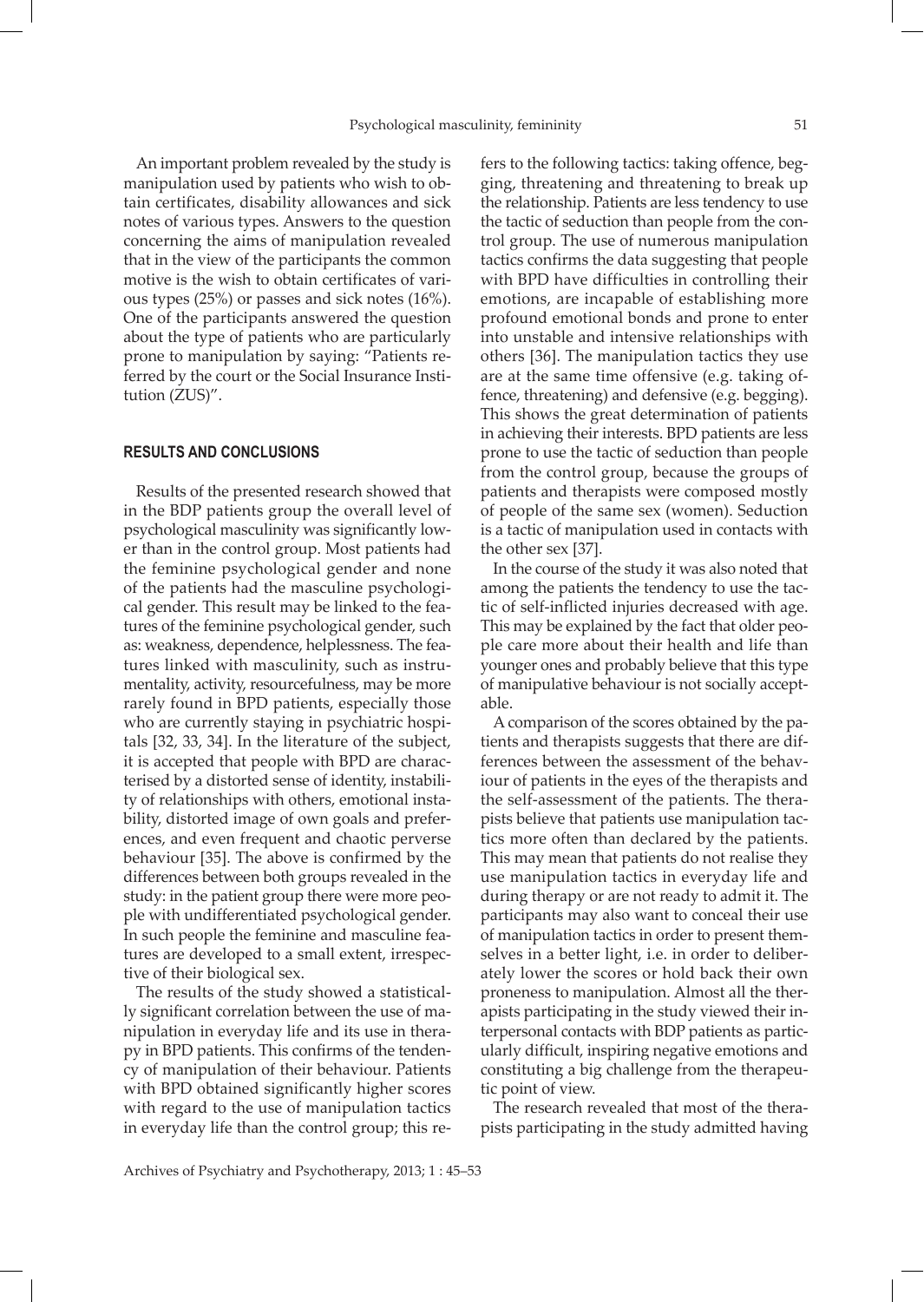An important problem revealed by the study is manipulation used by patients who wish to obtain certificates, disability allowances and sick notes of various types. Answers to the question concerning the aims of manipulation revealed that in the view of the participants the common motive is the wish to obtain certificates of various types (25%) or passes and sick notes (16%). One of the participants answered the question about the type of patients who are particularly prone to manipulation by saying: "Patients referred by the court or the Social Insurance Institution (ZUS)".

## RESULTS AND CONCLUSIONS

Results of the presented research showed that in the BDP patients group the overall level of psychological masculinity was significantly lower than in the control group. Most patients had the feminine psychological gender and none of the patients had the masculine psychological gender. This result may be linked to the features of the feminine psychological gender, such as: weakness, dependence, helplessness. The features linked with masculinity, such as instrumentality, activity, resourcefulness, may be more rarely found in BPD patients, especially those who are currently staying in psychiatric hospitals [32, 33, 34]. In the literature of the subject, it is accepted that people with BPD are characterised by a distorted sense of identity, instability of relationships with others, emotional instability, distorted image of own goals and preferences, and even frequent and chaotic perverse behaviour [35]. The above is confirmed by the differences between both groups revealed in the study: in the patient group there were more people with undifferentiated psychological gender. In such people the feminine and masculine features are developed to a small extent, irrespective of their biological sex.

The results of the study showed a statistically significant correlation between the use of manipulation in everyday life and its use in therapy in BPD patients. This confirms of the tendency of manipulation of their behaviour. Patients with BPD obtained significantly higher scores with regard to the use of manipulation tactics in everyday life than the control group; this refers to the following tactics: taking offence, begging, threatening and threatening to break up the relationship. Patients are less tendency to use the tactic of seduction than people from the control group. The use of numerous manipulation tactics confirms the data suggesting that people with BPD have difficulties in controlling their emotions, are incapable of establishing more profound emotional bonds and prone to enter into unstable and intensive relationships with others [36]. The manipulation tactics they use are at the same time offensive (e.g. taking offence, threatening) and defensive (e.g. begging). This shows the great determination of patients in achieving their interests. BPD patients are less prone to use the tactic of seduction than people from the control group, because the groups of patients and therapists were composed mostly of people of the same sex (women). Seduction is a tactic of manipulation used in contacts with the other sex [37].

In the course of the study it was also noted that among the patients the tendency to use the tactic of self-inflicted injuries decreased with age. This may be explained by the fact that older people care more about their health and life than younger ones and probably believe that this type of manipulative behaviour is not socially acceptable.

A comparison of the scores obtained by the patients and therapists suggests that there are differences between the assessment of the behaviour of patients in the eyes of the therapists and the self-assessment of the patients. The therapists believe that patients use manipulation tactics more often than declared by the patients. This may mean that patients do not realise they use manipulation tactics in everyday life and during therapy or are not ready to admit it. The participants may also want to conceal their use of manipulation tactics in order to present themselves in a better light, i.e. in order to deliberately lower the scores or hold back their own proneness to manipulation. Almost all the therapists participating in the study viewed their interpersonal contacts with BDP patients as particularly difficult, inspiring negative emotions and constituting a big challenge from the therapeutic point of view.

The research revealed that most of the therapists participating in the study admitted having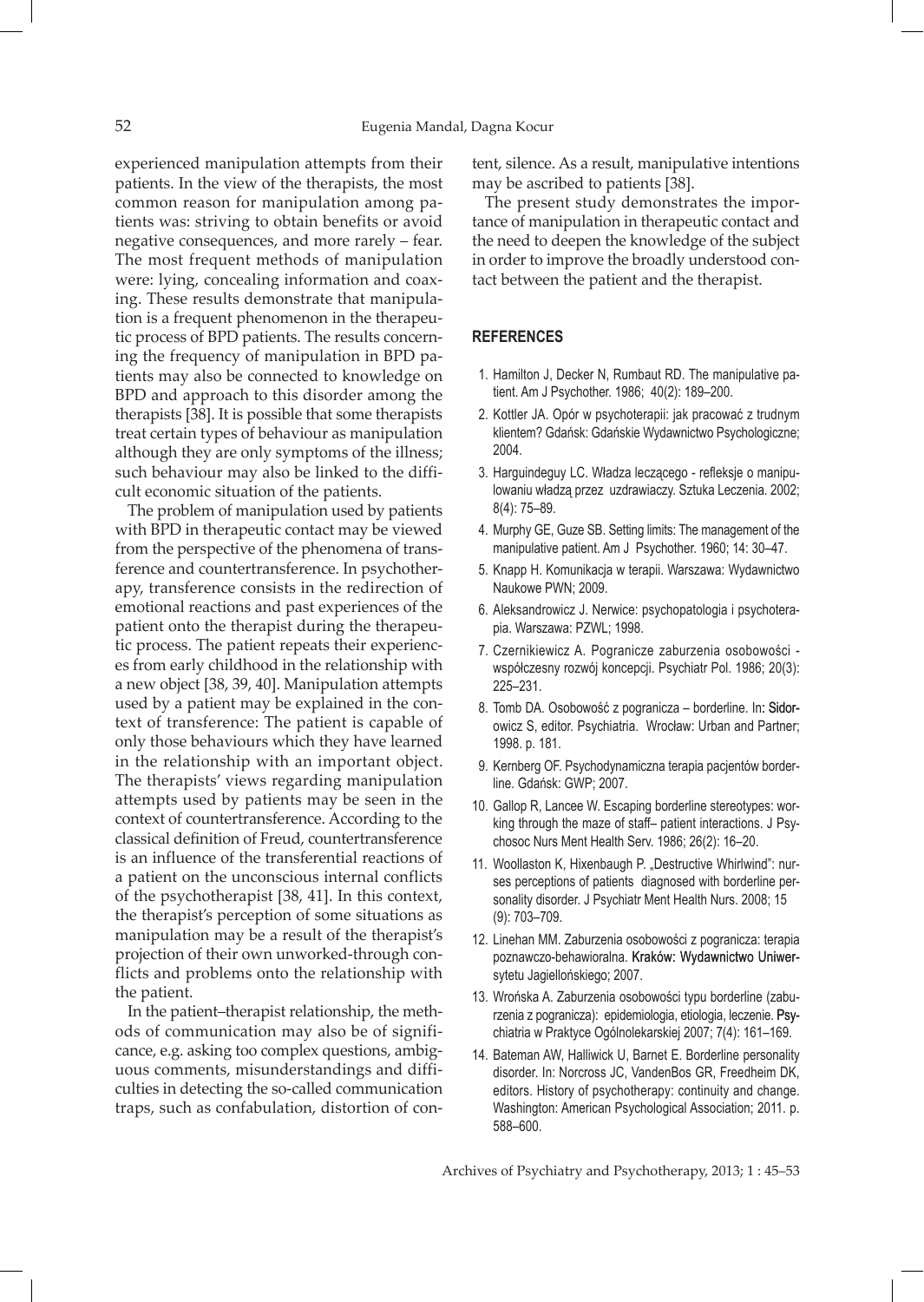experienced manipulation attempts from their patients. In the view of the therapists, the most common reason for manipulation among patients was: striving to obtain benefits or avoid negative consequences, and more rarely – fear. The most frequent methods of manipulation were: lying, concealing information and coaxing. These results demonstrate that manipulation is a frequent phenomenon in the therapeutic process of BPD patients. The results concerning the frequency of manipulation in BPD patients may also be connected to knowledge on BPD and approach to this disorder among the therapists [38]. It is possible that some therapists treat certain types of behaviour as manipulation although they are only symptoms of the illness; such behaviour may also be linked to the difficult economic situation of the patients.

The problem of manipulation used by patients with BPD in therapeutic contact may be viewed from the perspective of the phenomena of transference and countertransference. In psychotherapy, transference consists in the redirection of emotional reactions and past experiences of the patient onto the therapist during the therapeutic process. The patient repeats their experiences from early childhood in the relationship with a new object [38, 39, 40]. Manipulation attempts used by a patient may be explained in the context of transference: The patient is capable of only those behaviours which they have learned in the relationship with an important object. The therapists' views regarding manipulation attempts used by patients may be seen in the context of countertransference. According to the classical definition of Freud, countertransference is an influence of the transferential reactions of a patient on the unconscious internal conflicts of the psychotherapist [38, 41]. In this context, the therapist's perception of some situations as manipulation may be a result of the therapist's projection of their own unworked-through conflicts and problems onto the relationship with the patient.

In the patient–therapist relationship, the methods of communication may also be of significance, e.g. asking too complex questions, ambiguous comments, misunderstandings and difficulties in detecting the so-called communication traps, such as confabulation, distortion of content, silence. As a result, manipulative intentions may be ascribed to patients [38].

The present study demonstrates the importance of manipulation in therapeutic contact and the need to deepen the knowledge of the subject in order to improve the broadly understood contact between the patient and the therapist.

## REFERENCES

1. Hamilton J, Decker N, Rumbaut RD. The manipulative patient. Am J Psychother. 1986; 40(2): 189–200.
2. Kottler JA. Opór w psychoterapii: jak pracować z trudnym klientem? Gdańsk: Gdańskie Wydawnictwo Psychologiczne; 2004.
3. Harguindeguy LC. Władza leczącego - refleksje o manipulowaniu władzą przez uzdrawiaczy. Sztuka Leczenia. 2002; 8(4): 75–89.
4. Murphy GE, Guze SB. Setting limits: The management of the manipulative patient. Am J Psychother. 1960; 14: 30–47.
5. Knapp H. Komunikacja w terapii. Warszawa: Wydawnictwo Naukowe PWN; 2009.
6. Aleksandrowicz J. Nerwice: psychopatologia i psychoterapia. Warszawa: PZWL; 1998.
7. Czernikiewicz A. Pogranicze zaburzenia osobowości - współczesny rozwój koncepcji. Psychiatr Pol. 1986; 20(3): 225–231.
8. Tomb DA. Osobowość z pogranicza – borderline. In: Sidorowicz S, editor. Psychiatria. Wrocław: Urban and Partner; 1998. p. 181.
9. Kernberg OF. Psychodynamiczna terapia pacjentów borderline. Gdańsk: GWP; 2007.
10. Gallop R, Lancee W. Escaping borderline stereotypes: working through the maze of staff– patient interactions. J Psychosoc Nurs Ment Health Serv. 1986; 26(2): 16–20.
11. Woollaston K, Hixenbaugh P. „Destructive Whirlwind": nurses perceptions of patients diagnosed with borderline personality disorder. J Psychiatr Ment Health Nurs. 2008; 15 (9): 703–709.
12. Linehan MM. Zaburzenia osobowości z pogranicza: terapia poznawczo-behawioralna. Kraków: Wydawnictwo Uniwersytetu Jagiellońskiego; 2007.
13. Wrońska A. Zaburzenia osobowości typu borderline (zaburzenia z pogranicza): epidemiologia, etiologia, leczenie. Psychiatria w Praktyce Ogólnolekarskiej 2007; 7(4): 161–169.
14. Bateman AW, Halliwick U, Barnet E. Borderline personality disorder. In: Norcross JC, VandenBos GR, Freedheim DK, editors. History of psychotherapy: continuity and change. Washington: American Psychological Association; 2011. p. 588–600.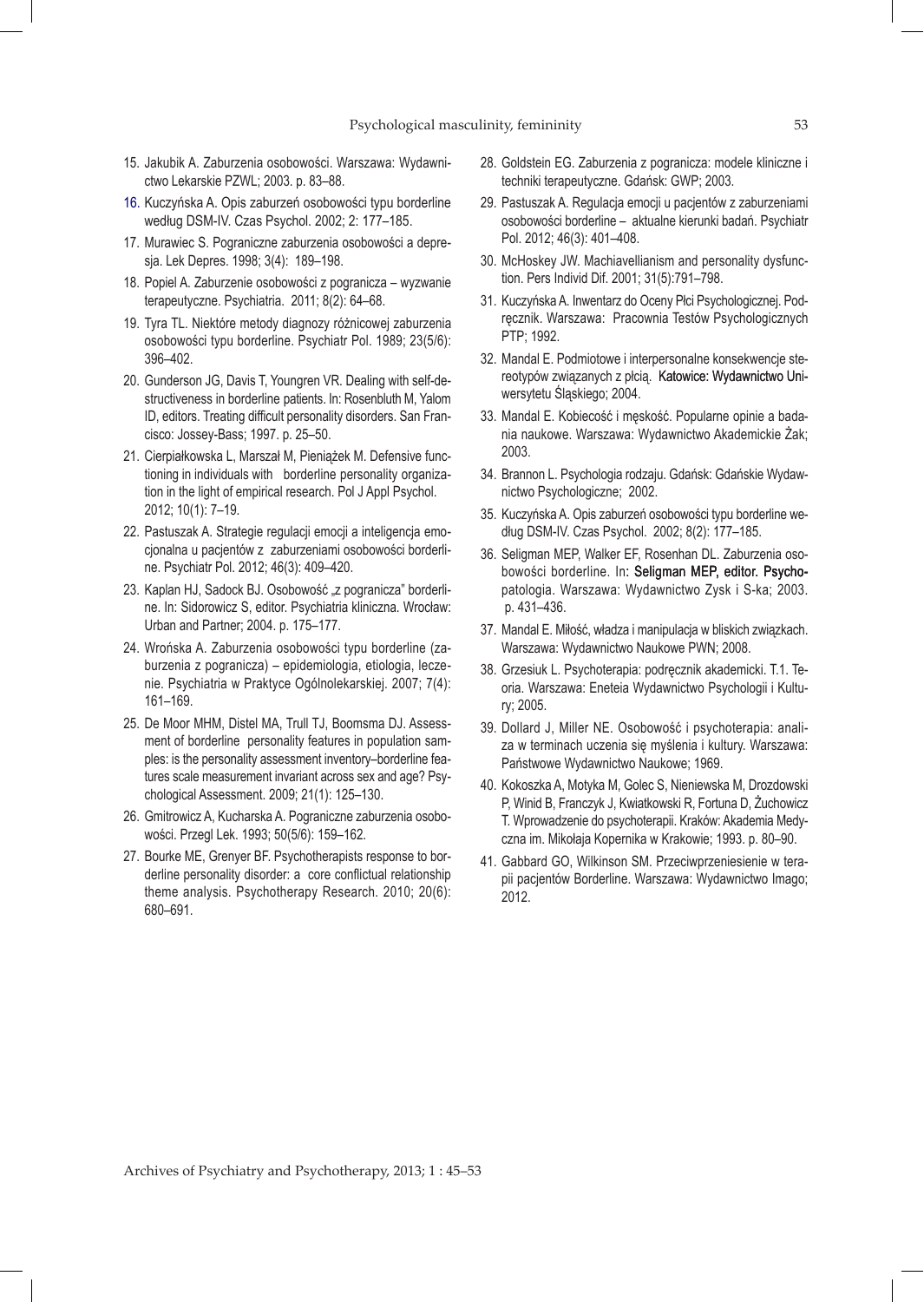15. Jakubik A. Zaburzenia osobowości. Warszawa: Wydawnictwo Lekarskie PZWL; 2003. p. 83–88.
16. Kuczyńska A. Opis zaburzeń osobowości typu borderline według DSM-IV. Czas Psychol. 2002; 2: 177–185.
17. Murawiec S. Pograniczne zaburzenia osobowości a depresja. Lek Depres. 1998; 3(4): 189–198.
18. Popiel A. Zaburzenie osobowości z pogranicza – wyzwanie terapeutyczne. Psychiatria. 2011; 8(2): 64–68.
19. Tyra TL. Niektóre metody diagnozy różnicowej zaburzenia osobowości typu borderline. Psychiatr Pol. 1989; 23(5/6): 396–402.
20. Gunderson JG, Davis T, Youngren VR. Dealing with self-destructiveness in borderline patients. In: Rosenbluth M, Yalom ID, editors. Treating difficult personality disorders. San Francisco: Jossey-Bass; 1997. p. 25–50.
21. Cierpiałkowska L, Marszał M, Pieniążek M. Defensive functioning in individuals with borderline personality organization in the light of empirical research. Pol J Appl Psychol. 2012; 10(1): 7–19.
22. Pastuszak A. Strategie regulacji emocji a inteligencja emocjonalna u pacjentów z zaburzeniami osobowości borderline. Psychiatr Pol. 2012; 46(3): 409–420.
23. Kaplan HJ, Sadock BJ. Osobowość „z pogranicza" borderline. In: Sidorowicz S, editor. Psychiatria kliniczna. Wrocław: Urban and Partner; 2004. p. 175–177.
24. Wrońska A. Zaburzenia osobowości typu borderline (zaburzenia z pogranicza) – epidemiologia, etiologia, leczenie. Psychiatria w Praktyce Ogólnolekarskiej. 2007; 7(4): 161–169.
25. De Moor MHM, Distel MA, Trull TJ, Boomsma DJ. Assessment of borderline personality features in population samples: is the personality assessment inventory–borderline features scale measurement invariant across sex and age? Psychological Assessment. 2009; 21(1): 125–130.
26. Gmitrowicz A, Kucharska A. Pograniczne zaburzenia osobowości. Przegl Lek. 1993; 50(5/6): 159–162.
27. Bourke ME, Grenyer BF. Psychotherapists response to borderline personality disorder: a core conflictual relationship theme analysis. Psychotherapy Research. 2010; 20(6): 680–691.
28. Goldstein EG. Zaburzenia z pogranicza: modele kliniczne i techniki terapeutyczne. Gdańsk: GWP; 2003.
29. Pastuszak A. Regulacja emocji u pacjentów z zaburzeniami osobowości borderline – aktualne kierunki badań. Psychiatr Pol. 2012; 46(3): 401–408.
30. McHoskey JW. Machiavellianism and personality dysfunction. Pers Individ Dif. 2001; 31(5):791–798.
31. Kuczyńska A. Inwentarz do Oceny Płci Psychologicznej. Podręcznik. Warszawa: Pracownia Testów Psychologicznych PTP; 1992.
32. Mandal E. Podmiotowe i interpersonalne konsekwencje stereotypów związanych z płcią. Katowice: Wydawnictwo Uniwersytetu Śląskiego; 2004.
33. Mandal E. Kobiecość i męskość. Popularne opinie a badania naukowe. Warszawa: Wydawnictwo Akademickie Żak; 2003.
34. Brannon L. Psychologia rodzaju. Gdańsk: Gdańskie Wydawnictwo Psychologiczne; 2002.
35. Kuczyńska A. Opis zaburzeń osobowości typu borderline według DSM-IV. Czas Psychol. 2002; 8(2): 177–185.
36. Seligman MEP, Walker EF, Rosenhan DL. Zaburzenia osobowości borderline. In: Seligman MEP, editor. Psychopatologia. Warszawa: Wydawnictwo Zysk i S-ka; 2003. p. 431–436.
37. Mandal E. Miłość, władza i manipulacja w bliskich związkach. Warszawa: Wydawnictwo Naukowe PWN; 2008.
38. Grzesiuk L. Psychoterapia: podręcznik akademicki. T.1. Teoria. Warszawa: Eneteia Wydawnictwo Psychologii i Kultury; 2005.
39. Dollard J, Miller NE. Osobowość i psychoterapia: analiza w terminach uczenia się myślenia i kultury. Warszawa: Państwowe Wydawnictwo Naukowe; 1969.
40. Kokoszka A, Motyka M, Golec S, Nieniewska M, Drozdowski P, Winid B, Franczyk J, Kwiatkowski R, Fortuna D, Żuchowicz T. Wprowadzenie do psychoterapii. Kraków: Akademia Medyczna im. Mikołaja Kopernika w Krakowie; 1993. p. 80–90.
41. Gabbard GO, Wilkinson SM. Przeciwprzeniesienie w terapii pacjentów Borderline. Warszawa: Wydawnictwo Imago; 2012.